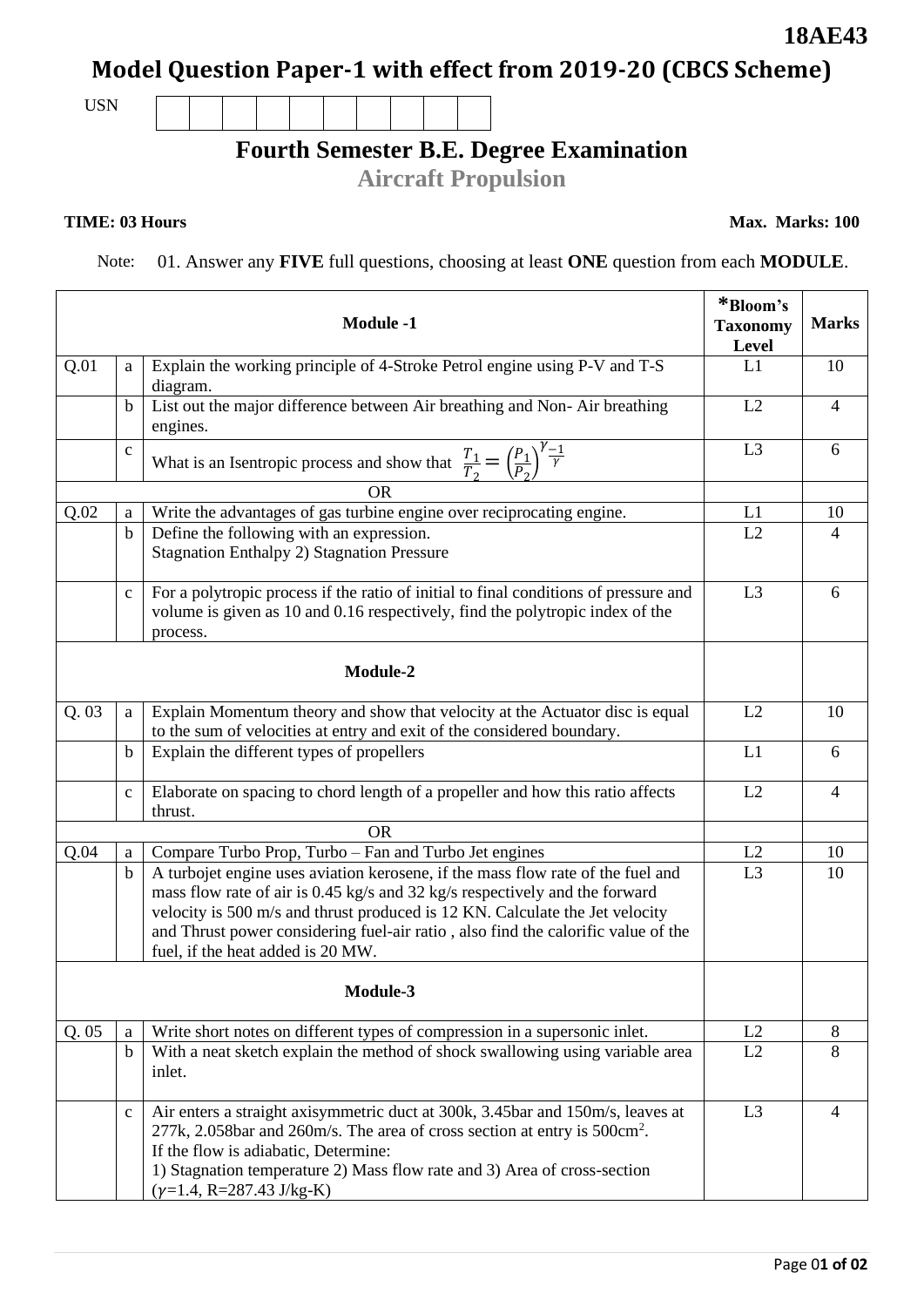**18AE43**

# Model Question Paper-1 with effect from 2019-20 (CBCS Scheme)

USN | | | | | | | | | | |

## Fourth Semester B.E. Degree Examination

### Aircraft Propulsion

**TIME: 03 Hours** **Max. Marks: 100**

Note: 01. Answer any **FIVE** full questions, choosing at least **ONE** question from each **MODULE**.

| | | **Module -1** | ***Bloom's Taxonomy Level** | **Marks** |
|---|---|---|---|---|
| Q.01 | a | Explain the working principle of 4-Stroke Petrol engine using P-V and T-S diagram. | L1 | 10 |
| | b | List out the major difference between Air breathing and Non- Air breathing engines. | L2 | 4 |
| | c | What is an Isentropic process and show that $\frac{T_1}{T_2} = \left(\frac{P_1}{P_2}\right)^{\frac{\gamma-1}{\gamma}}$ | L3 | 6 |
| | | OR | | |
| Q.02 | a | Write the advantages of gas turbine engine over reciprocating engine. | L1 | 10 |
| | b | Define the following with an expression.<br>Stagnation Enthalpy 2) Stagnation Pressure | L2 | 4 |
| | c | For a polytropic process if the ratio of initial to final conditions of pressure and volume is given as 10 and 0.16 respectively, find the polytropic index of the process. | L3 | 6 |
| | | **Module-2** | | |
| Q. 03 | a | Explain Momentum theory and show that velocity at the Actuator disc is equal to the sum of velocities at entry and exit of the considered boundary. | L2 | 10 |
| | b | Explain the different types of propellers | L1 | 6 |
| | c | Elaborate on spacing to chord length of a propeller and how this ratio affects thrust. | L2 | 4 |
| | | OR | | |
| Q.04 | a | Compare Turbo Prop, Turbo – Fan and Turbo Jet engines | L2 | 10 |
| | b | A turbojet engine uses aviation kerosene, if the mass flow rate of the fuel and mass flow rate of air is 0.45 kg/s and 32 kg/s respectively and the forward velocity is 500 m/s and thrust produced is 12 KN. Calculate the Jet velocity and Thrust power considering fuel-air ratio , also find the calorific value of the fuel, if the heat added is 20 MW. | L3 | 10 |
| | | **Module-3** | | |
| Q. 05 | a | Write short notes on different types of compression in a supersonic inlet. | L2 | 8 |
| | b | With a neat sketch explain the method of shock swallowing using variable area inlet. | L2 | 8 |
| | c | Air enters a straight axisymmetric duct at 300k, 3.45bar and 150m/s, leaves at 277k, 2.058bar and 260m/s. The area of cross section at entry is 500cm$^2$.<br>If the flow is adiabatic, Determine:<br>1) Stagnation temperature 2) Mass flow rate and 3) Area of cross-section<br>($\gamma$=1.4, R=287.43 J/kg-K) | L3 | 4 |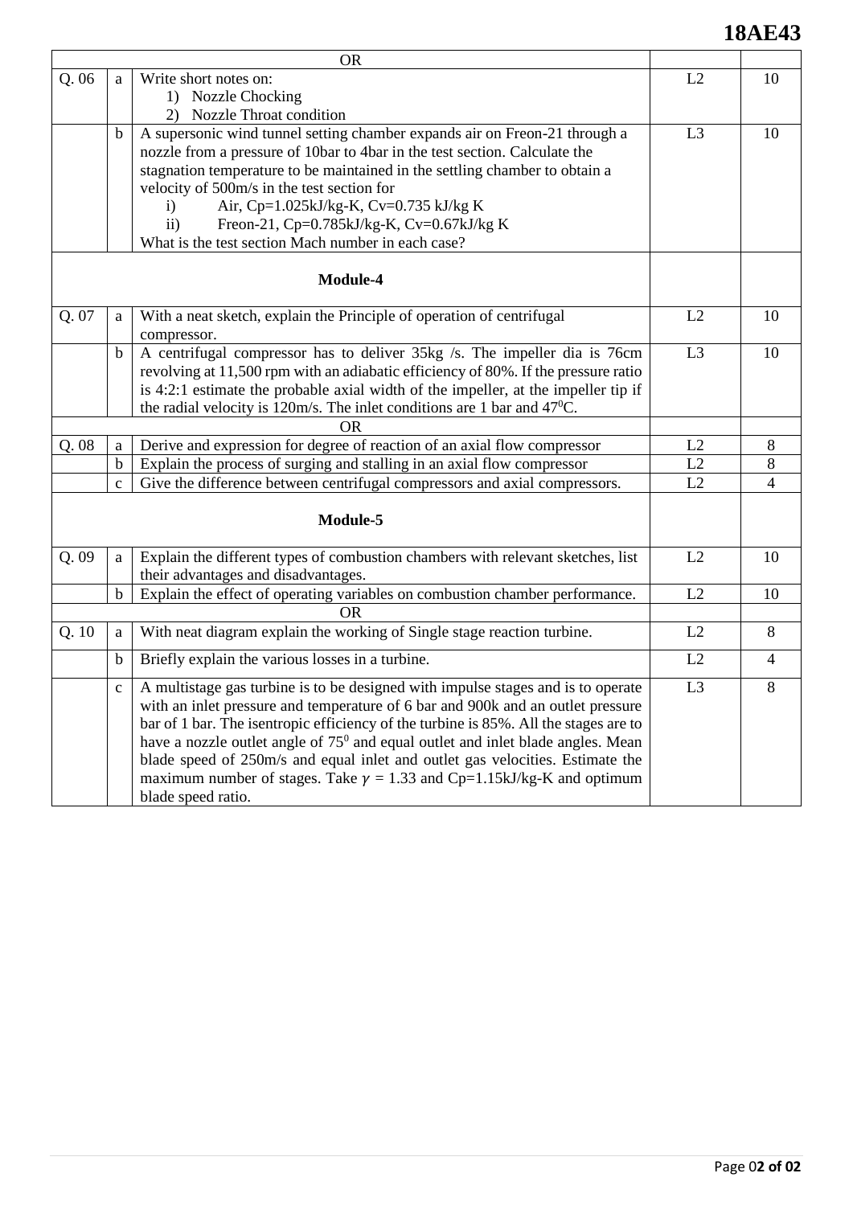| | | | | |
|---|---|---|---|---|
| OR | | | | |
| Q. 06 | a | Write short notes on:<br>1) Nozzle Chocking<br>2) Nozzle Throat condition | L2 | 10 |
| | b | A supersonic wind tunnel setting chamber expands air on Freon-21 through a nozzle from a pressure of 10bar to 4bar in the test section. Calculate the stagnation temperature to be maintained in the settling chamber to obtain a velocity of 500m/s in the test section for<br>i) Air, Cp=1.025kJ/kg-K, Cv=0.735 kJ/kg K<br>ii) Freon-21, Cp=0.785kJ/kg-K, Cv=0.67kJ/kg K<br>What is the test section Mach number in each case? | L3 | 10 |
| **Module-4** | | | | |
| Q. 07 | a | With a neat sketch, explain the Principle of operation of centrifugal compressor. | L2 | 10 |
| | b | A centrifugal compressor has to deliver 35kg /s. The impeller dia is 76cm revolving at 11,500 rpm with an adiabatic efficiency of 80%. If the pressure ratio is 4:2:1 estimate the probable axial width of the impeller, at the impeller tip if the radial velocity is 120m/s. The inlet conditions are 1 bar and $47^0$C. | L3 | 10 |
| OR | | | | |
| Q. 08 | a | Derive and expression for degree of reaction of an axial flow compressor | L2 | 8 |
| | b | Explain the process of surging and stalling in an axial flow compressor | L2 | 8 |
| | c | Give the difference between centrifugal compressors and axial compressors. | L2 | 4 |
| **Module-5** | | | | |
| Q. 09 | a | Explain the different types of combustion chambers with relevant sketches, list their advantages and disadvantages. | L2 | 10 |
| | b | Explain the effect of operating variables on combustion chamber performance. | L2 | 10 |
| OR | | | | |
| Q. 10 | a | With neat diagram explain the working of Single stage reaction turbine. | L2 | 8 |
| | b | Briefly explain the various losses in a turbine. | L2 | 4 |
| | c | A multistage gas turbine is to be designed with impulse stages and is to operate with an inlet pressure and temperature of 6 bar and 900k and an outlet pressure bar of 1 bar. The isentropic efficiency of the turbine is 85%. All the stages are to have a nozzle outlet angle of $75^0$ and equal outlet and inlet blade angles. Mean blade speed of 250m/s and equal inlet and outlet gas velocities. Estimate the maximum number of stages. Take $\gamma$ = 1.33 and Cp=1.15kJ/kg-K and optimum blade speed ratio. | L3 | 8 |